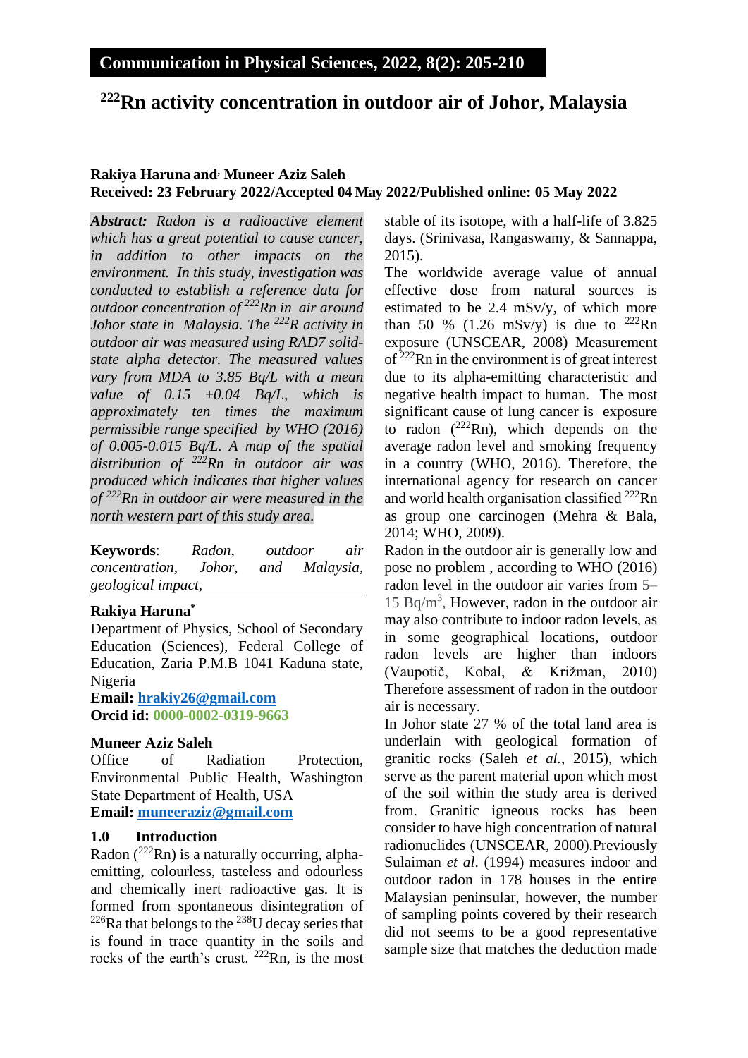**Communication in Physical Sciences, 2022, 8(2): 205-210**

# $^{222}$Rn activity concentration in outdoor air of Johor, Malaysia

**Rakiya Haruna and, Muneer Aziz Saleh**
**Received: 23 February 2022/Accepted 04 May 2022/Published online: 05 May 2022**

***Abstract:*** *Radon is a radioactive element which has a great potential to cause cancer, in addition to other impacts on the environment. In this study, investigation was conducted to establish a reference data for outdoor concentration of $^{222}$Rn in air around Johor state in Malaysia. The $^{222}$R activity in outdoor air was measured using RAD7 solid-state alpha detector. The measured values vary from MDA to 3.85 Bq/L with a mean value of 0.15 ±0.04 Bq/L, which is approximately ten times the maximum permissible range specified by WHO (2016) of 0.005-0.015 Bq/L. A map of the spatial distribution of $^{222}$Rn in outdoor air was produced which indicates that higher values of $^{222}$Rn in outdoor air were measured in the north western part of this study area.*

**Keywords**: *Radon, outdoor air concentration, Johor, and Malaysia, geological impact,*

**Rakiya Haruna***
Department of Physics, School of Secondary Education (Sciences), Federal College of Education, Zaria P.M.B 1041 Kaduna state, Nigeria
**Email:** hrakiy26@gmail.com
**Orcid id:** 0000-0002-0319-9663

**Muneer Aziz Saleh**
Office of Radiation Protection, Environmental Public Health, Washington State Department of Health, USA
**Email:** muneeraziz@gmail.com

## 1.0 Introduction

Radon ($^{222}$Rn) is a naturally occurring, alpha-emitting, colourless, tasteless and odourless and chemically inert radioactive gas. It is formed from spontaneous disintegration of $^{226}$Ra that belongs to the $^{238}$U decay series that is found in trace quantity in the soils and rocks of the earth's crust. $^{222}$Rn, is the most stable of its isotope, with a half-life of 3.825 days. (Srinivasa, Rangaswamy, & Sannappa, 2015).

The worldwide average value of annual effective dose from natural sources is estimated to be 2.4 mSv/y, of which more than 50 % (1.26 mSv/y) is due to $^{222}$Rn exposure (UNSCEAR, 2008) Measurement of $^{222}$Rn in the environment is of great interest due to its alpha-emitting characteristic and negative health impact to human. The most significant cause of lung cancer is exposure to radon ($^{222}$Rn), which depends on the average radon level and smoking frequency in a country (WHO, 2016). Therefore, the international agency for research on cancer and world health organisation classified $^{222}$Rn as group one carcinogen (Mehra & Bala, 2014; WHO, 2009).

Radon in the outdoor air is generally low and pose no problem , according to WHO (2016) radon level in the outdoor air varies from 5–15 Bq/m$^3$, However, radon in the outdoor air may also contribute to indoor radon levels, as in some geographical locations, outdoor radon levels are higher than indoors (Vaupotič, Kobal, & Križman, 2010) Therefore assessment of radon in the outdoor air is necessary.

In Johor state 27 % of the total land area is underlain with geological formation of granitic rocks (Saleh *et al.*, 2015), which serve as the parent material upon which most of the soil within the study area is derived from. Granitic igneous rocks has been consider to have high concentration of natural radionuclides (UNSCEAR, 2000).Previously Sulaiman *et al*. (1994) measures indoor and outdoor radon in 178 houses in the entire Malaysian peninsular, however, the number of sampling points covered by their research did not seems to be a good representative sample size that matches the deduction made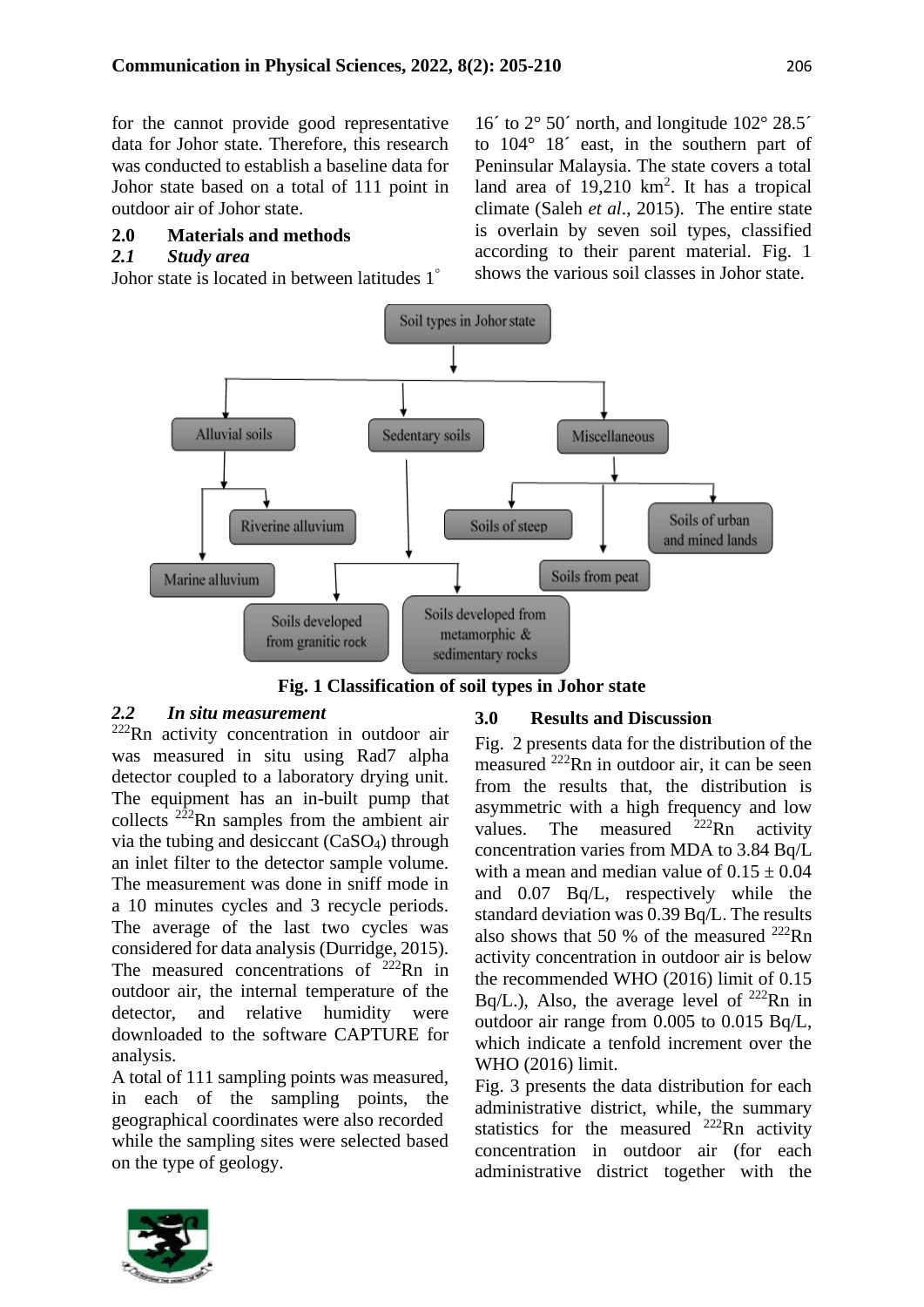for the cannot provide good representative data for Johor state. Therefore, this research was conducted to establish a baseline data for Johor state based on a total of 111 point in outdoor air of Johor state.

## 2.0 Materials and methods

### *2.1 Study area*

Johor state is located in between latitudes 1° 16´ to 2° 50´ north, and longitude 102° 28.5´ to 104° 18´ east, in the southern part of Peninsular Malaysia. The state covers a total land area of 19,210 km$^2$. It has a tropical climate (Saleh *et al*., 2015). The entire state is overlain by seven soil types, classified according to their parent material. Fig. 1 shows the various soil classes in Johor state.

Soil types in Johor state
- Alluvial soils
  - Riverine alluvium
  - Marine alluvium
- Sedentary soils
  - Soils developed from granitic rock
  - Soils developed from metamorphic & sedimentary rocks
- Miscellaneous
  - Soils of steep
  - Soils from peat
  - Soils of urban and mined lands

**Fig. 1 Classification of soil types in Johor state**

### *2.2 In situ measurement*

$^{222}$Rn activity concentration in outdoor air was measured in situ using Rad7 alpha detector coupled to a laboratory drying unit. The equipment has an in-built pump that collects $^{222}$Rn samples from the ambient air via the tubing and desiccant ($CaSO_4$) through an inlet filter to the detector sample volume. The measurement was done in sniff mode in a 10 minutes cycles and 3 recycle periods. The average of the last two cycles was considered for data analysis (Durridge, 2015). The measured concentrations of $^{222}$Rn in outdoor air, the internal temperature of the detector, and relative humidity were downloaded to the software CAPTURE for analysis.

A total of 111 sampling points was measured, in each of the sampling points, the geographical coordinates were also recorded while the sampling sites were selected based on the type of geology.

## 3.0 Results and Discussion

Fig. 2 presents data for the distribution of the measured $^{222}$Rn in outdoor air, it can be seen from the results that, the distribution is asymmetric with a high frequency and low values. The measured $^{222}$Rn activity concentration varies from MDA to 3.84 Bq/L with a mean and median value of 0.15 ± 0.04 and 0.07 Bq/L, respectively while the standard deviation was 0.39 Bq/L. The results also shows that 50 % of the measured $^{222}$Rn activity concentration in outdoor air is below the recommended WHO (2016) limit of 0.15 Bq/L.), Also, the average level of $^{222}$Rn in outdoor air range from 0.005 to 0.015 Bq/L, which indicate a tenfold increment over the WHO (2016) limit.

Fig. 3 presents the data distribution for each administrative district, while, the summary statistics for the measured $^{222}$Rn activity concentration in outdoor air (for each administrative district together with the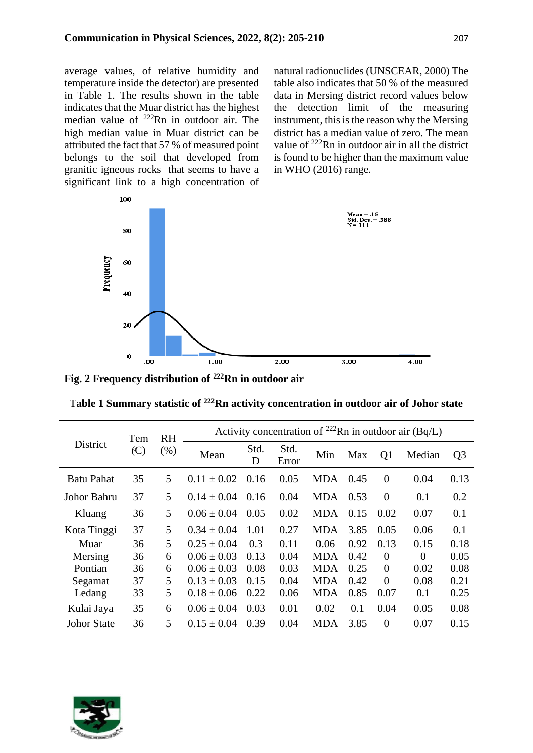average values, of relative humidity and temperature inside the detector) are presented in Table 1. The results shown in the table indicates that the Muar district has the highest median value of $^{222}$Rn in outdoor air. The high median value in Muar district can be attributed the fact that 57 % of measured point belongs to the soil that developed from granitic igneous rocks that seems to have a significant link to a high concentration of natural radionuclides (UNSCEAR, 2000) The table also indicates that 50 % of the measured data in Mersing district record values below the detection limit of the measuring instrument, this is the reason why the Mersing district has a median value of zero. The mean value of $^{222}$Rn in outdoor air in all the district is found to be higher than the maximum value in WHO (2016) range.

**Fig. 2 Frequency distribution of $^{222}$Rn in outdoor air**

**Table 1 Summary statistic of $^{222}$Rn activity concentration in outdoor air of Johor state**

| District | Tem (°C) | RH (%) | Activity concentration of $^{222}$Rn in outdoor air (Bq/L) | | | | | | | |
|---|---|---|---|---|---|---|---|---|---|---|
| | | | Mean | Std. D | Std. Error | Min | Max | Q1 | Median | Q3 |
| Batu Pahat | 35 | 5 | 0.11 ± 0.02 | 0.16 | 0.05 | MDA | 0.45 | 0 | 0.04 | 0.13 |
| Johor Bahru | 37 | 5 | 0.14 ± 0.04 | 0.16 | 0.04 | MDA | 0.53 | 0 | 0.1 | 0.2 |
| Kluang | 36 | 5 | 0.06 ± 0.04 | 0.05 | 0.02 | MDA | 0.15 | 0.02 | 0.07 | 0.1 |
| Kota Tinggi | 37 | 5 | 0.34 ± 0.04 | 1.01 | 0.27 | MDA | 3.85 | 0.05 | 0.06 | 0.1 |
| Muar | 36 | 5 | 0.25 ± 0.04 | 0.3 | 0.11 | 0.06 | 0.92 | 0.13 | 0.15 | 0.18 |
| Mersing | 36 | 6 | 0.06 ± 0.03 | 0.13 | 0.04 | MDA | 0.42 | 0 | 0 | 0.05 |
| Pontian | 36 | 6 | 0.06 ± 0.03 | 0.08 | 0.03 | MDA | 0.25 | 0 | 0.02 | 0.08 |
| Segamat | 37 | 5 | 0.13 ± 0.03 | 0.15 | 0.04 | MDA | 0.42 | 0 | 0.08 | 0.21 |
| Ledang | 33 | 5 | 0.18 ± 0.06 | 0.22 | 0.06 | MDA | 0.85 | 0.07 | 0.1 | 0.25 |
| Kulai Jaya | 35 | 6 | 0.06 ± 0.04 | 0.03 | 0.01 | 0.02 | 0.1 | 0.04 | 0.05 | 0.08 |
| Johor State | 36 | 5 | 0.15 ± 0.04 | 0.39 | 0.04 | MDA | 3.85 | 0 | 0.07 | 0.15 |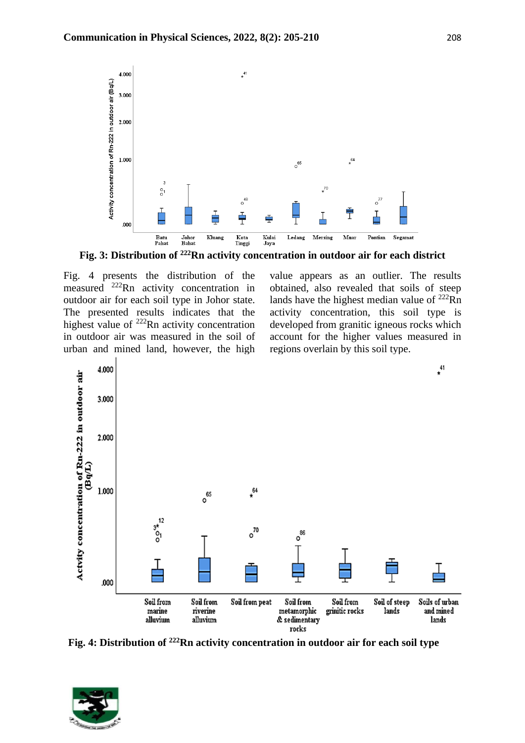**Fig. 3: Distribution of $^{222}$Rn activity concentration in outdoor air for each district**

Fig. 4 presents the distribution of the measured $^{222}$Rn activity concentration in outdoor air for each soil type in Johor state. The presented results indicates that the highest value of $^{222}$Rn activity concentration in outdoor air was measured in the soil of urban and mined land, however, the high value appears as an outlier. The results obtained, also revealed that soils of steep lands have the highest median value of $^{222}$Rn activity concentration, this soil type is developed from granitic igneous rocks which account for the higher values measured in regions overlain by this soil type.

**Fig. 4: Distribution of $^{222}$Rn activity concentration in outdoor air for each soil type**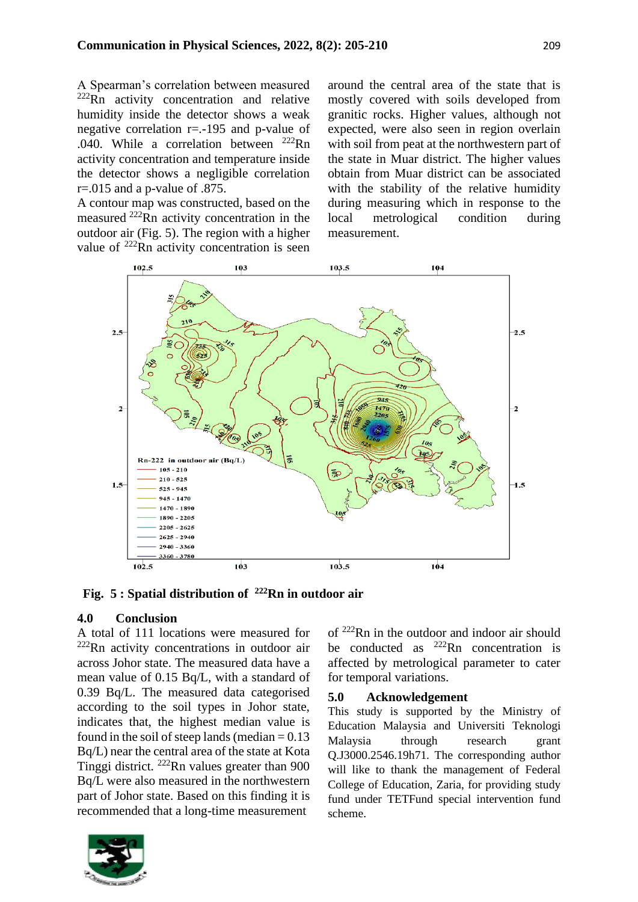A Spearman's correlation between measured $^{222}Rn$ activity concentration and relative humidity inside the detector shows a weak negative correlation r=.-195 and p-value of .040. While a correlation between $^{222}Rn$ activity concentration and temperature inside the detector shows a negligible correlation r=.015 and a p-value of .875.

A contour map was constructed, based on the measured $^{222}Rn$ activity concentration in the outdoor air (Fig. 5). The region with a higher value of $^{222}Rn$ activity concentration is seen around the central area of the state that is mostly covered with soils developed from granitic rocks. Higher values, although not expected, were also seen in region overlain with soil from peat at the northwestern part of the state in Muar district. The higher values obtain from Muar district can be associated with the stability of the relative humidity during measuring which in response to the local metrological condition during measurement.

**Fig. 5 : Spatial distribution of $^{222}Rn$ in outdoor air**

## 4.0 Conclusion

A total of 111 locations were measured for $^{222}Rn$ activity concentrations in outdoor air across Johor state. The measured data have a mean value of 0.15 Bq/L, with a standard of 0.39 Bq/L. The measured data categorised according to the soil types in Johor state, indicates that, the highest median value is found in the soil of steep lands (median = 0.13 Bq/L) near the central area of the state at Kota Tinggi district. $^{222}Rn$ values greater than 900 Bq/L were also measured in the northwestern part of Johor state. Based on this finding it is recommended that a long-time measurement of $^{222}Rn$ in the outdoor and indoor air should be conducted as $^{222}Rn$ concentration is affected by metrological parameter to cater for temporal variations.

## 5.0 Acknowledgement

This study is supported by the Ministry of Education Malaysia and Universiti Teknologi Malaysia through research grant Q.J3000.2546.19h71. The corresponding author will like to thank the management of Federal College of Education, Zaria, for providing study fund under TETFund special intervention fund scheme.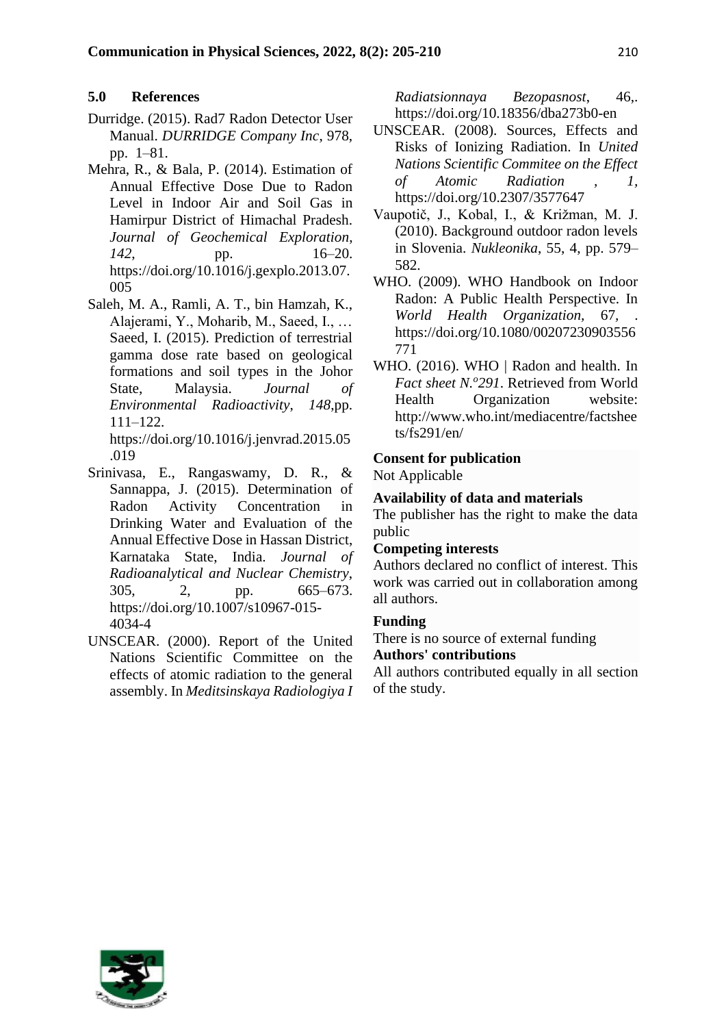## 5.0 References

Durridge. (2015). Rad7 Radon Detector User Manual. *DURRIDGE Company Inc*, 978, pp. 1–81.

Mehra, R., & Bala, P. (2014). Estimation of Annual Effective Dose Due to Radon Level in Indoor Air and Soil Gas in Hamirpur District of Himachal Pradesh. *Journal of Geochemical Exploration*, *142*, pp. 16–20. https://doi.org/10.1016/j.gexplo.2013.07.005

Saleh, M. A., Ramli, A. T., bin Hamzah, K., Alajerami, Y., Moharib, M., Saeed, I., … Saeed, I. (2015). Prediction of terrestrial gamma dose rate based on geological formations and soil types in the Johor State, Malaysia. *Journal of Environmental Radioactivity*, *148*,pp. 111–122. https://doi.org/10.1016/j.jenvrad.2015.05.019

Srinivasa, E., Rangaswamy, D. R., & Sannappa, J. (2015). Determination of Radon Activity Concentration in Drinking Water and Evaluation of the Annual Effective Dose in Hassan District, Karnataka State, India. *Journal of Radioanalytical and Nuclear Chemistry*, 305, 2, pp. 665–673. https://doi.org/10.1007/s10967-015-4034-4

UNSCEAR. (2000). Report of the United Nations Scientific Committee on the effects of atomic radiation to the general assembly. In *Meditsinskaya Radiologiya I Radiatsionnaya Bezopasnost*, 46,. https://doi.org/10.18356/dba273b0-en

UNSCEAR. (2008). Sources, Effects and Risks of Ionizing Radiation. In *United Nations Scientific Commitee on the Effect of Atomic Radiation , 1*, https://doi.org/10.2307/3577647

Vaupotič, J., Kobal, I., & Križman, M. J. (2010). Background outdoor radon levels in Slovenia. *Nukleonika*, 55, 4, pp. 579–582.

WHO. (2009). WHO Handbook on Indoor Radon: A Public Health Perspective. In *World Health Organization*, 67, . https://doi.org/10.1080/00207230903556771

WHO. (2016). WHO | Radon and health. In *Fact sheet N.º291*. Retrieved from World Health Organization website: http://www.who.int/mediacentre/factsheets/fs291/en/

**Consent for publication**

Not Applicable

**Availability of data and materials**

The publisher has the right to make the data public

**Competing interests**

Authors declared no conflict of interest. This work was carried out in collaboration among all authors.

**Funding**

There is no source of external funding

**Authors' contributions**

All authors contributed equally in all section of the study.